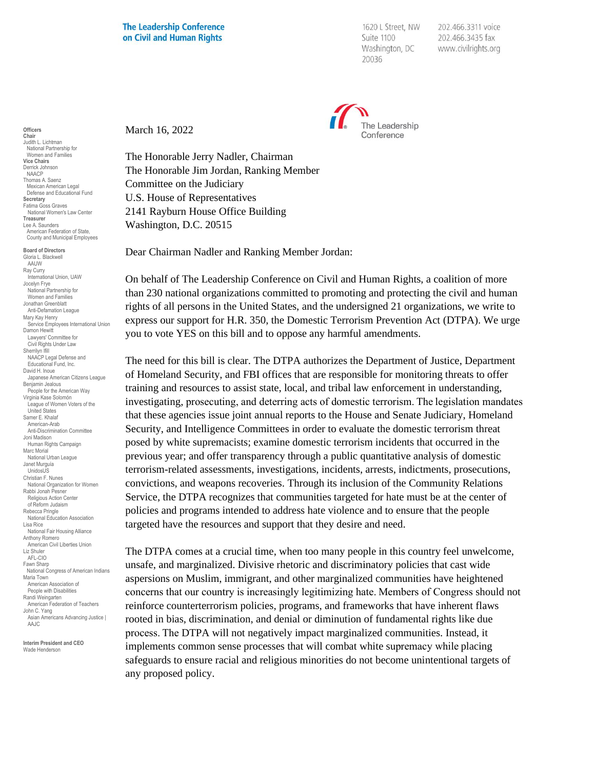**The Leadership Conference on Civil and Human Rights**

1620 L Street, NW
Suite 1100
Washington, DC
20036

202.466.3311 voice
202.466.3435 fax
www.civilrights.org

**Officers**
**Chair**
Judith L. Lichtman
National Partnership for Women and Families
**Vice Chairs**
Derrick Johnson
NAACP
Thomas A. Saenz
Mexican American Legal Defense and Educational Fund
**Secretary**
Fatima Goss Graves
National Women's Law Center
**Treasurer**
Lee A. Saunders
American Federation of State, County and Municipal Employees

**Board of Directors**
Gloria L. Blackwell
AAUW
Ray Curry
International Union, UAW
Jocelyn Frye
National Partnership for Women and Families
Jonathan Greenblatt
Anti-Defamation League
Mary Kay Henry
Service Employees International Union
Damon Hewitt
Lawyers' Committee for Civil Rights Under Law
Sherrilyn Ifill
NAACP Legal Defense and Educational Fund, Inc.
David H. Inoue
Japanese American Citizens League
Benjamin Jealous
People for the American Way
Virginia Kase Solomón
League of Women Voters of the United States
Samer E. Khalaf
American-Arab Anti-Discrimination Committee
Joni Madison
Human Rights Campaign
Marc Morial
National Urban League
Janet Murguía
UnidosUS
Christian F. Nunes
National Organization for Women
Rabbi Jonah Pesner
Religious Action Center of Reform Judaism
Rebecca Pringle
National Education Association
Lisa Rice
National Fair Housing Alliance
Anthony Romero
American Civil Liberties Union
Liz Shuler
AFL-CIO
Fawn Sharp
National Congress of American Indians
Maria Town
American Association of People with Disabilities
Randi Weingarten
American Federation of Teachers
John C. Yang
Asian Americans Advancing Justice | AAJC

**Interim President and CEO**
Wade Henderson

March 16, 2022

The Honorable Jerry Nadler, Chairman
The Honorable Jim Jordan, Ranking Member
Committee on the Judiciary
U.S. House of Representatives
2141 Rayburn House Office Building
Washington, D.C. 20515

Dear Chairman Nadler and Ranking Member Jordan:

On behalf of The Leadership Conference on Civil and Human Rights, a coalition of more than 230 national organizations committed to promoting and protecting the civil and human rights of all persons in the United States, and the undersigned 21 organizations, we write to express our support for H.R. 350, the Domestic Terrorism Prevention Act (DTPA). We urge you to vote YES on this bill and to oppose any harmful amendments.

The need for this bill is clear. The DTPA authorizes the Department of Justice, Department of Homeland Security, and FBI offices that are responsible for monitoring threats to offer training and resources to assist state, local, and tribal law enforcement in understanding, investigating, prosecuting, and deterring acts of domestic terrorism. The legislation mandates that these agencies issue joint annual reports to the House and Senate Judiciary, Homeland Security, and Intelligence Committees in order to evaluate the domestic terrorism threat posed by white supremacists; examine domestic terrorism incidents that occurred in the previous year; and offer transparency through a public quantitative analysis of domestic terrorism-related assessments, investigations, incidents, arrests, indictments, prosecutions, convictions, and weapons recoveries. Through its inclusion of the Community Relations Service, the DTPA recognizes that communities targeted for hate must be at the center of policies and programs intended to address hate violence and to ensure that the people targeted have the resources and support that they desire and need.

The DTPA comes at a crucial time, when too many people in this country feel unwelcome, unsafe, and marginalized. Divisive rhetoric and discriminatory policies that cast wide aspersions on Muslim, immigrant, and other marginalized communities have heightened concerns that our country is increasingly legitimizing hate. Members of Congress should not reinforce counterterrorism policies, programs, and frameworks that have inherent flaws rooted in bias, discrimination, and denial or diminution of fundamental rights like due process. The DTPA will not negatively impact marginalized communities. Instead, it implements common sense processes that will combat white supremacy while placing safeguards to ensure racial and religious minorities do not become unintentional targets of any proposed policy.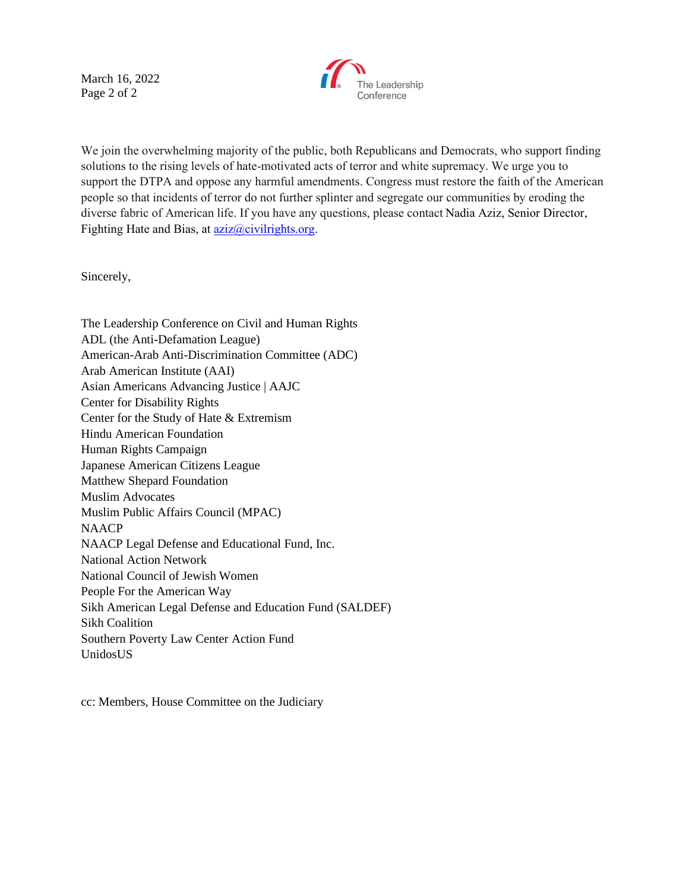We join the overwhelming majority of the public, both Republicans and Democrats, who support finding solutions to the rising levels of hate-motivated acts of terror and white supremacy. We urge you to support the DTPA and oppose any harmful amendments. Congress must restore the faith of the American people so that incidents of terror do not further splinter and segregate our communities by eroding the diverse fabric of American life. If you have any questions, please contact Nadia Aziz, Senior Director, Fighting Hate and Bias, at aziz@civilrights.org.

Sincerely,

The Leadership Conference on Civil and Human Rights
ADL (the Anti-Defamation League)
American-Arab Anti-Discrimination Committee (ADC)
Arab American Institute (AAI)
Asian Americans Advancing Justice | AAJC
Center for Disability Rights
Center for the Study of Hate & Extremism
Hindu American Foundation
Human Rights Campaign
Japanese American Citizens League
Matthew Shepard Foundation
Muslim Advocates
Muslim Public Affairs Council (MPAC)
NAACP
NAACP Legal Defense and Educational Fund, Inc.
National Action Network
National Council of Jewish Women
People For the American Way
Sikh American Legal Defense and Education Fund (SALDEF)
Sikh Coalition
Southern Poverty Law Center Action Fund
UnidosUS

cc: Members, House Committee on the Judiciary